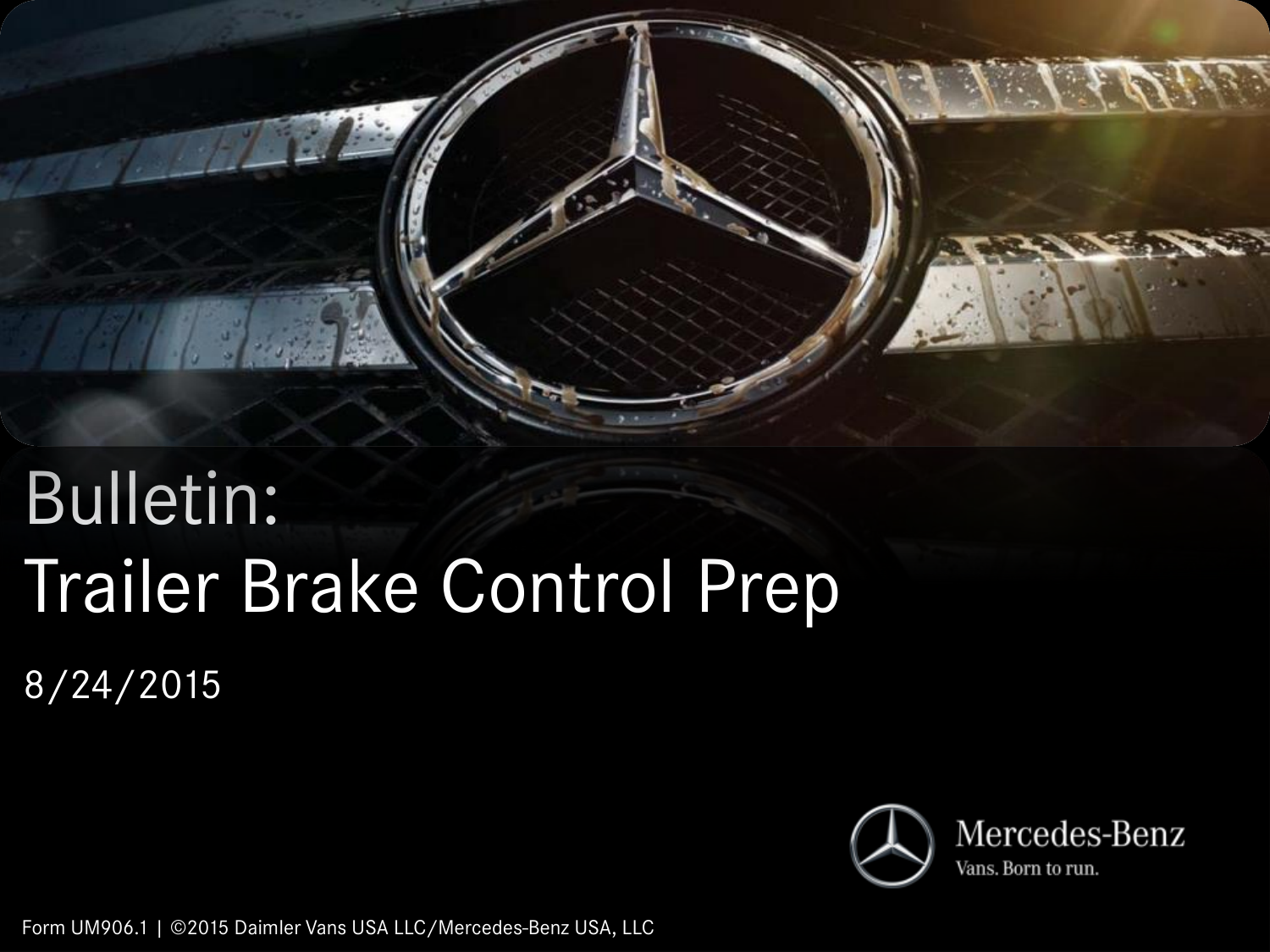# Bulletin:
# Trailer Brake Control Prep

8/24/2015

Mercedes-Benz

Vans. Born to run.

Form UM906.1 | ©2015 Daimler Vans USA LLC/Mercedes-Benz USA, LLC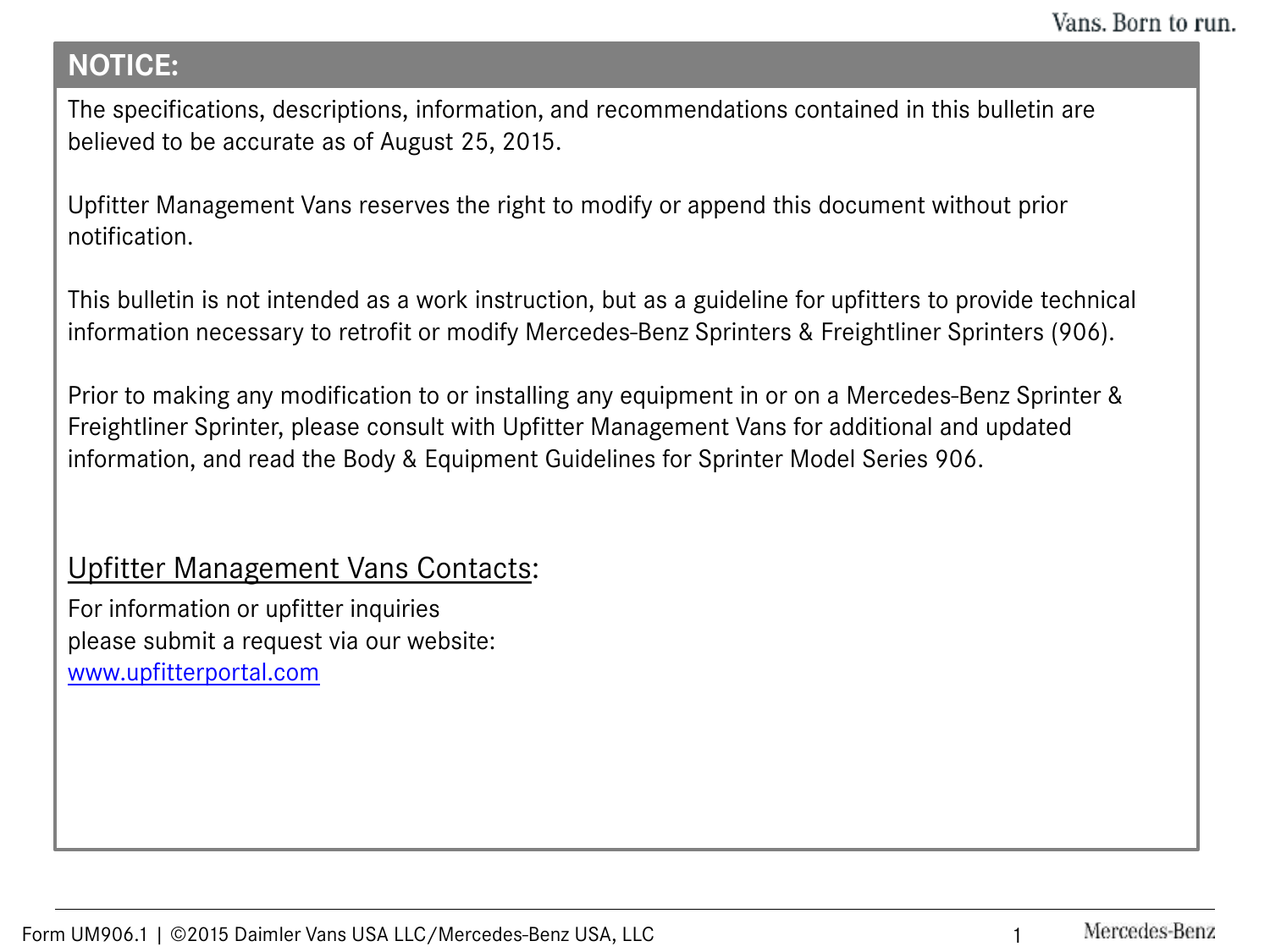## NOTICE:

The specifications, descriptions, information, and recommendations contained in this bulletin are believed to be accurate as of August 25, 2015.

Upfitter Management Vans reserves the right to modify or append this document without prior notification.

This bulletin is not intended as a work instruction, but as a guideline for upfitters to provide technical information necessary to retrofit or modify Mercedes-Benz Sprinters & Freightliner Sprinters (906).

Prior to making any modification to or installing any equipment in or on a Mercedes-Benz Sprinter & Freightliner Sprinter, please consult with Upfitter Management Vans for additional and updated information, and read the Body & Equipment Guidelines for Sprinter Model Series 906.

### Upfitter Management Vans Contacts:

For information or upfitter inquiries
please submit a request via our website:
www.upfitterportal.com

Form UM906.1 | ©2015 Daimler Vans USA LLC/Mercedes-Benz USA, LLC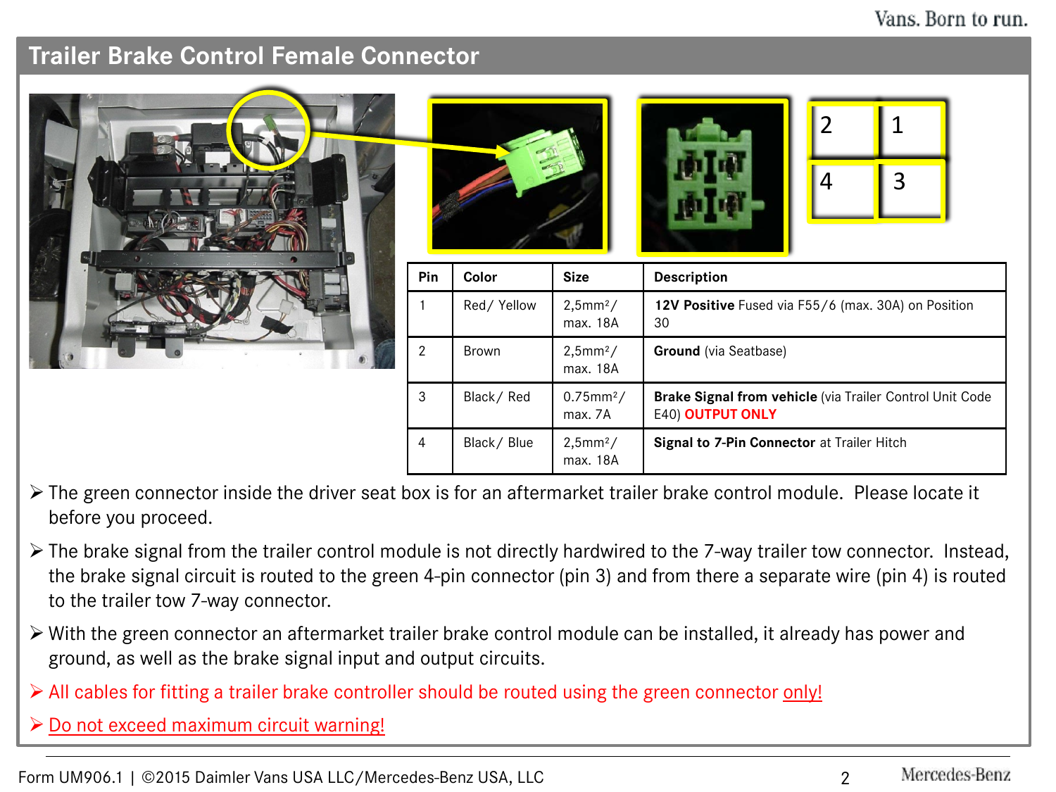## Trailer Brake Control Female Connector

| 2 | 1 |
|---|---|
| 4 | 3 |

| Pin | Color | Size | Description |
|---|---|---|---|
| 1 | Red/ Yellow | $2{,}5mm^2$/ max. 18A | **12V Positive** Fused via F55/6 (max. 30A) on Position 30 |
| 2 | Brown | $2{,}5mm^2$/ max. 18A | **Ground** (via Seatbase) |
| 3 | Black/ Red | $0.75mm^2$/ max. 7A | **Brake Signal from vehicle** (via Trailer Control Unit Code E40) **OUTPUT ONLY** |
| 4 | Black/ Blue | $2{,}5mm^2$/ max. 18A | **Signal to 7-Pin Connector** at Trailer Hitch |

- The green connector inside the driver seat box is for an aftermarket trailer brake control module. Please locate it before you proceed.
- The brake signal from the trailer control module is not directly hardwired to the 7-way trailer tow connector. Instead, the brake signal circuit is routed to the green 4-pin connector (pin 3) and from there a separate wire (pin 4) is routed to the trailer tow 7-way connector.
- With the green connector an aftermarket trailer brake control module can be installed, it already has power and ground, as well as the brake signal input and output circuits.
- All cables for fitting a trailer brake controller should be routed using the green connector only!
- Do not exceed maximum circuit warning!

Form UM906.1 | ©2015 Daimler Vans USA LLC/Mercedes-Benz USA, LLC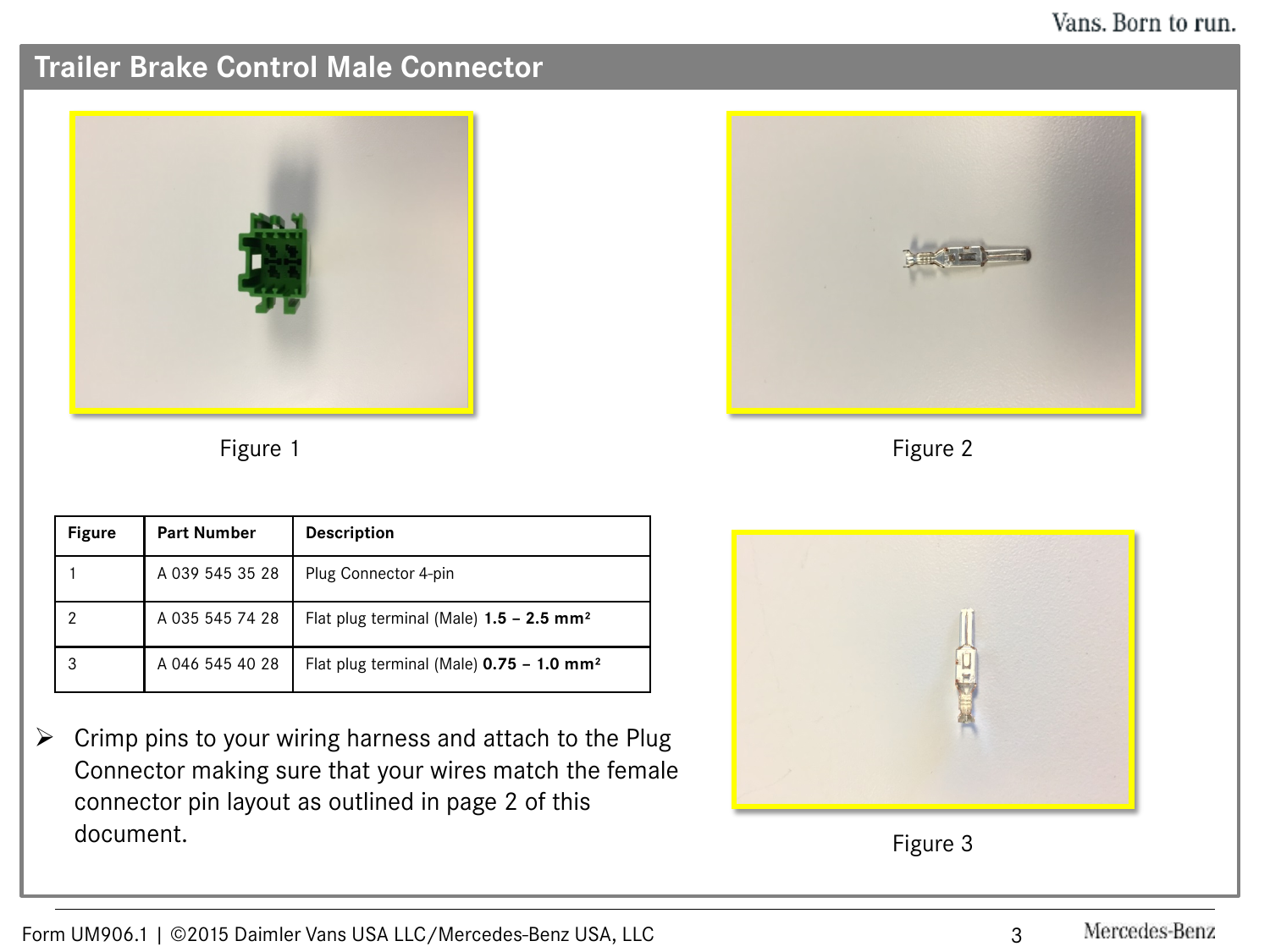## Trailer Brake Control Male Connector

Figure 1

Figure 2

| Figure | Part Number | Description |
|---|---|---|
| 1 | A 039 545 35 28 | Plug Connector 4-pin |
| 2 | A 035 545 74 28 | Flat plug terminal (Male) **1.5 – 2.5 mm²** |
| 3 | A 046 545 40 28 | Flat plug terminal (Male) **0.75 – 1.0 mm²** |

- Crimp pins to your wiring harness and attach to the Plug Connector making sure that your wires match the female connector pin layout as outlined in page 2 of this document.

Figure 3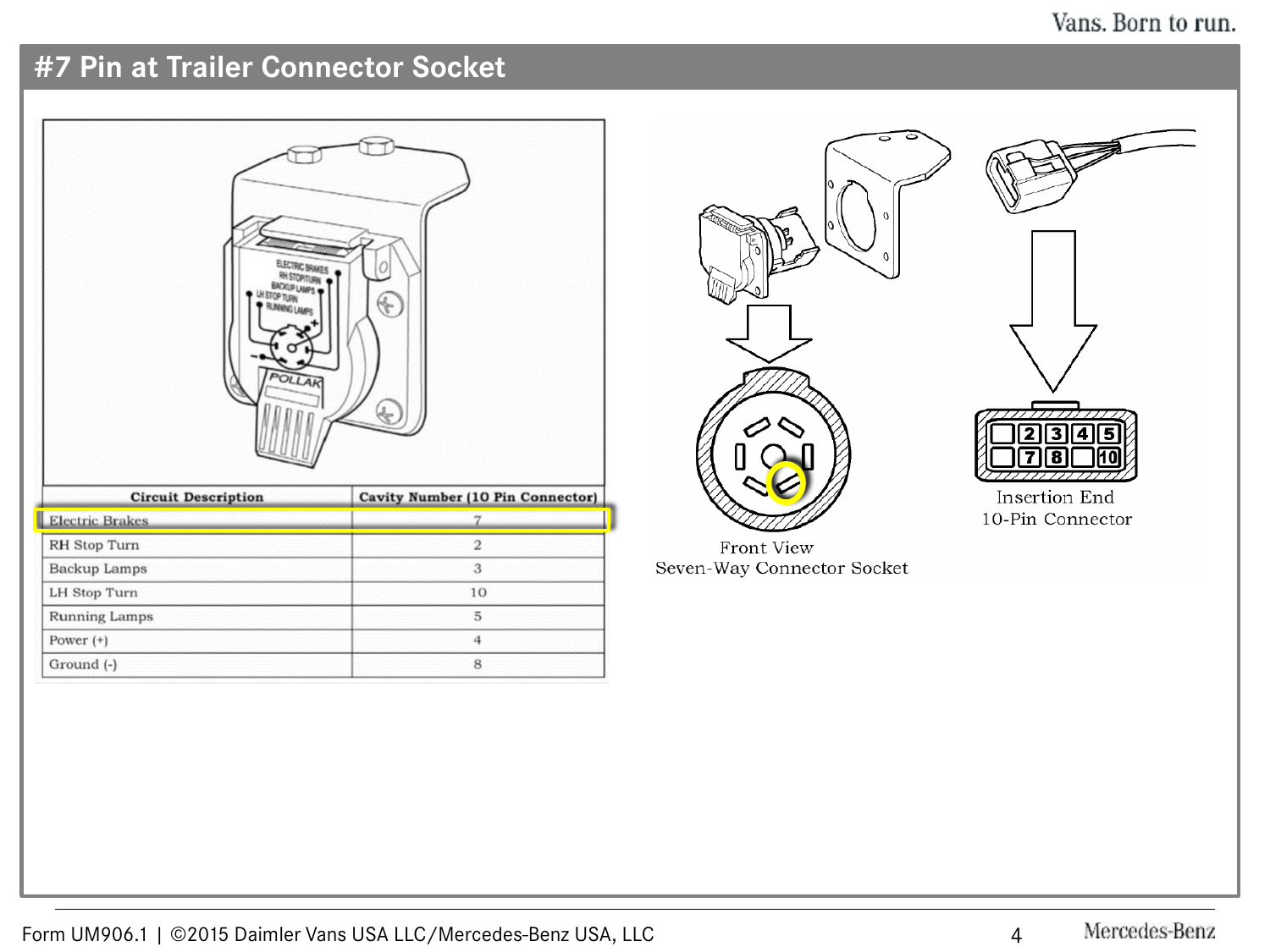# #7 Pin at Trailer Connector Socket

| Circuit Description | Cavity Number (10 Pin Connector) |
| --- | --- |
| Electric Brakes | 7 |
| RH Stop Turn | 2 |
| Backup Lamps | 3 |
| LH Stop Turn | 10 |
| Running Lamps | 5 |
| Power (+) | 4 |
| Ground (-) | 8 |

Front View
Seven-Way Connector Socket

Insertion End
10-Pin Connector

Form UM906.1 | ©2015 Daimler Vans USA LLC/Mercedes-Benz USA, LLC